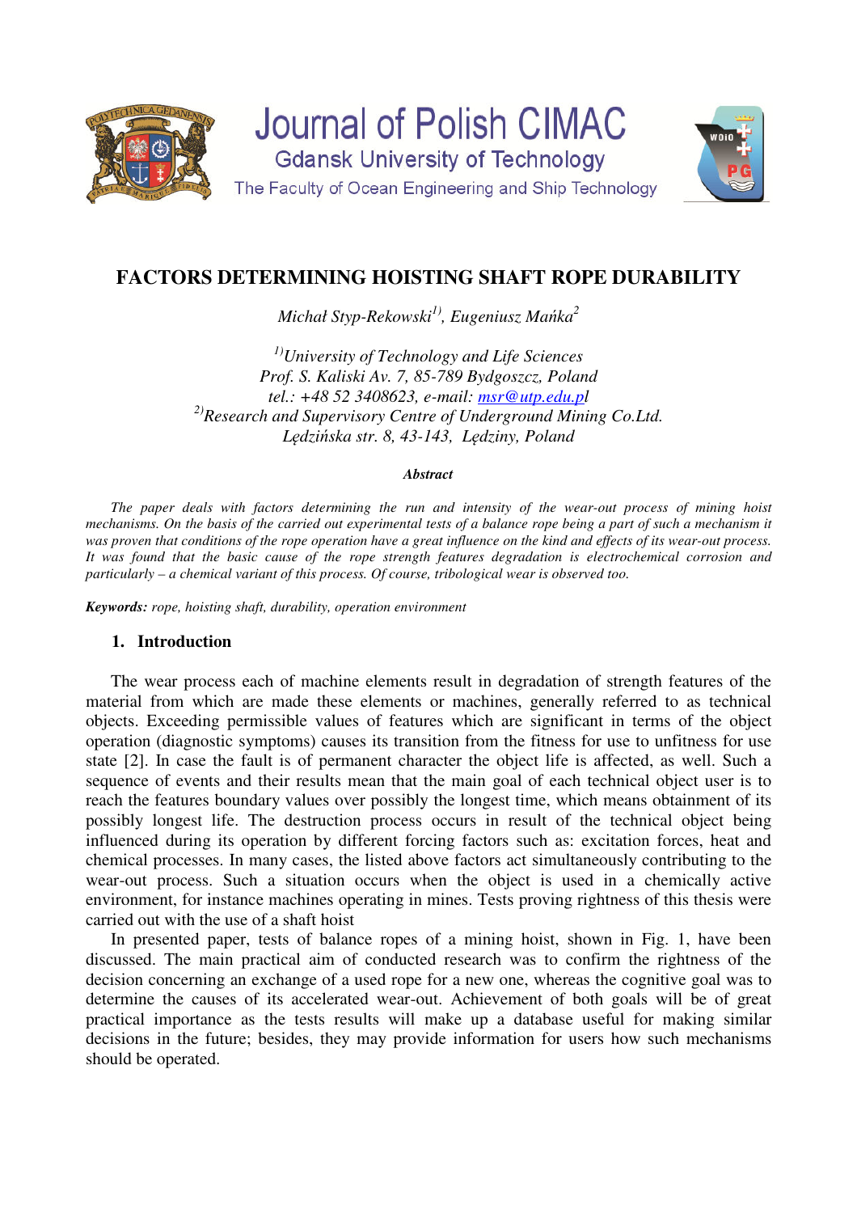# FACTORS DETERMINING HOISTING SHAFT ROPE DURABILITY

*Michał Styp-Rekowski[1], Eugeniusz Mańka[2]*

*[1]University of Technology and Life Sciences*
*Prof. S. Kaliski Av. 7, 85-789 Bydgoszcz, Poland*
*tel.: +48 52 3408623, e-mail: msr@utp.edu.pl*
*[2]Research and Supervisory Centre of Underground Mining Co.Ltd.*
*Lędzińska str. 8, 43-143, Lędziny, Poland*

***Abstract***

*The paper deals with factors determining the run and intensity of the wear-out process of mining hoist mechanisms. On the basis of the carried out experimental tests of a balance rope being a part of such a mechanism it was proven that conditions of the rope operation have a great influence on the kind and effects of its wear-out process. It was found that the basic cause of the rope strength features degradation is electrochemical corrosion and particularly – a chemical variant of this process. Of course, tribological wear is observed too.*

***Keywords:*** *rope, hoisting shaft, durability, operation environment*

## 1. Introduction

The wear process each of machine elements result in degradation of strength features of the material from which are made these elements or machines, generally referred to as technical objects. Exceeding permissible values of features which are significant in terms of the object operation (diagnostic symptoms) causes its transition from the fitness for use to unfitness for use state [2]. In case the fault is of permanent character the object life is affected, as well. Such a sequence of events and their results mean that the main goal of each technical object user is to reach the features boundary values over possibly the longest time, which means obtainment of its possibly longest life. The destruction process occurs in result of the technical object being influenced during its operation by different forcing factors such as: excitation forces, heat and chemical processes. In many cases, the listed above factors act simultaneously contributing to the wear-out process. Such a situation occurs when the object is used in a chemically active environment, for instance machines operating in mines. Tests proving rightness of this thesis were carried out with the use of a shaft hoist

In presented paper, tests of balance ropes of a mining hoist, shown in Fig. 1, have been discussed. The main practical aim of conducted research was to confirm the rightness of the decision concerning an exchange of a used rope for a new one, whereas the cognitive goal was to determine the causes of its accelerated wear-out. Achievement of both goals will be of great practical importance as the tests results will make up a database useful for making similar decisions in the future; besides, they may provide information for users how such mechanisms should be operated.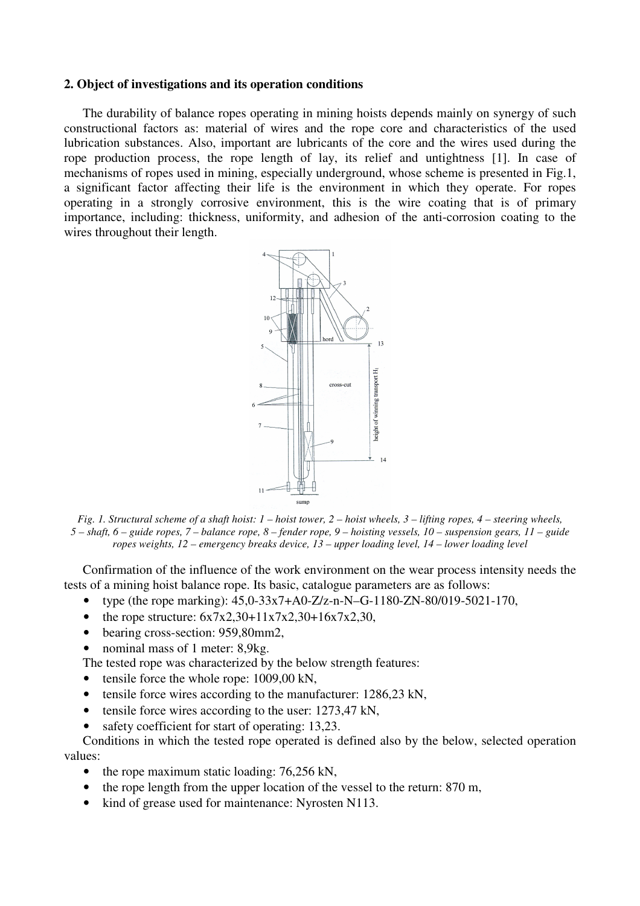## 2. Object of investigations and its operation conditions

The durability of balance ropes operating in mining hoists depends mainly on synergy of such constructional factors as: material of wires and the rope core and characteristics of the used lubrication substances. Also, important are lubricants of the core and the wires used during the rope production process, the rope length of lay, its relief and untightness [1]. In case of mechanisms of ropes used in mining, especially underground, whose scheme is presented in Fig.1, a significant factor affecting their life is the environment in which they operate. For ropes operating in a strongly corrosive environment, this is the wire coating that is of primary importance, including: thickness, uniformity, and adhesion of the anti-corrosion coating to the wires throughout their length.

*Fig. 1. Structural scheme of a shaft hoist: 1 – hoist tower, 2 – hoist wheels, 3 – lifting ropes, 4 – steering wheels, 5 – shaft, 6 – guide ropes, 7 – balance rope, 8 – fender rope, 9 – hoisting vessels, 10 – suspension gears, 11 – guide ropes weights, 12 – emergency breaks device, 13 – upper loading level, 14 – lower loading level*

Confirmation of the influence of the work environment on the wear process intensity needs the tests of a mining hoist balance rope. Its basic, catalogue parameters are as follows:

- type (the rope marking): 45,0-33x7+A0-Z/z-n-N–G-1180-ZN-80/019-5021-170,
- the rope structure: 6x7x2,30+11x7x2,30+16x7x2,30,
- bearing cross-section: 959,80mm2,
- nominal mass of 1 meter: 8,9kg.

The tested rope was characterized by the below strength features:

- tensile force the whole rope: 1009,00 kN,
- tensile force wires according to the manufacturer: 1286,23 kN,
- tensile force wires according to the user: 1273,47 kN,
- safety coefficient for start of operating: 13,23.

Conditions in which the tested rope operated is defined also by the below, selected operation values:

- the rope maximum static loading: 76,256 kN,
- the rope length from the upper location of the vessel to the return: 870 m,
- kind of grease used for maintenance: Nyrosten N113.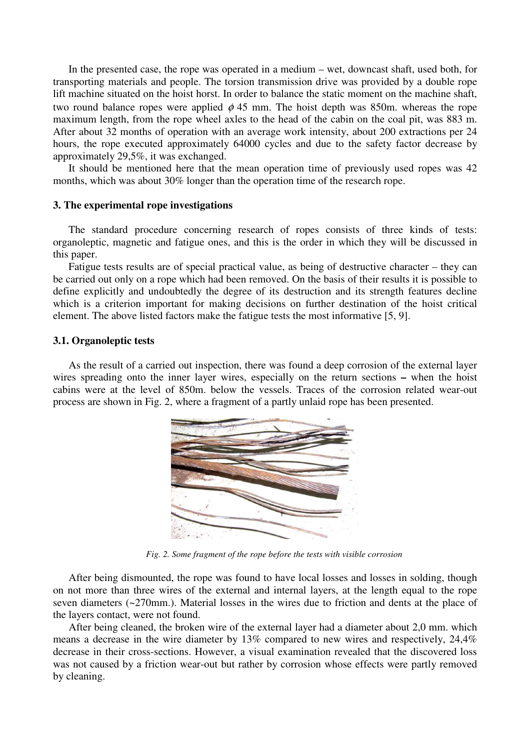In the presented case, the rope was operated in a medium – wet, downcast shaft, used both, for transporting materials and people. The torsion transmission drive was provided by a double rope lift machine situated on the hoist horst. In order to balance the static moment on the machine shaft, two round balance ropes were applied $\phi$ 45 mm. The hoist depth was 850m. whereas the rope maximum length, from the rope wheel axles to the head of the cabin on the coal pit, was 883 m. After about 32 months of operation with an average work intensity, about 200 extractions per 24 hours, the rope executed approximately 64000 cycles and due to the safety factor decrease by approximately 29,5%, it was exchanged.

It should be mentioned here that the mean operation time of previously used ropes was 42 months, which was about 30% longer than the operation time of the research rope.

### 3. The experimental rope investigations

The standard procedure concerning research of ropes consists of three kinds of tests: organoleptic, magnetic and fatigue ones, and this is the order in which they will be discussed in this paper.

Fatigue tests results are of special practical value, as being of destructive character – they can be carried out only on a rope which had been removed. On the basis of their results it is possible to define explicitly and undoubtedly the degree of its destruction and its strength features decline which is a criterion important for making decisions on further destination of the hoist critical element. The above listed factors make the fatigue tests the most informative [5, 9].

### 3.1. Organoleptic tests

As the result of a carried out inspection, there was found a deep corrosion of the external layer wires spreading onto the inner layer wires, especially on the return sections – when the hoist cabins were at the level of 850m. below the vessels. Traces of the corrosion related wear-out process are shown in Fig. 2, where a fragment of a partly unlaid rope has been presented.

*Fig. 2. Some fragment of the rope before the tests with visible corrosion*

After being dismounted, the rope was found to have local losses and losses in solding, though on not more than three wires of the external and internal layers, at the length equal to the rope seven diameters (~270mm.). Material losses in the wires due to friction and dents at the place of the layers contact, were not found.

After being cleaned, the broken wire of the external layer had a diameter about 2,0 mm. which means a decrease in the wire diameter by 13% compared to new wires and respectively, 24,4% decrease in their cross-sections. However, a visual examination revealed that the discovered loss was not caused by a friction wear-out but rather by corrosion whose effects were partly removed by cleaning.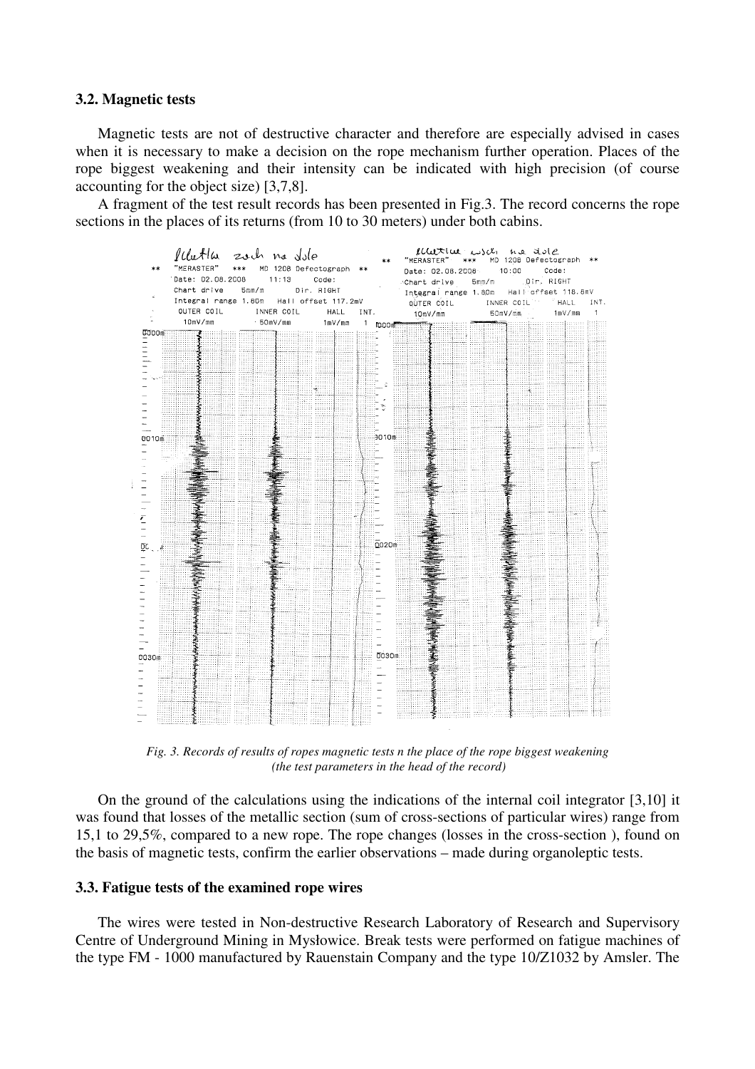### 3.2. Magnetic tests

Magnetic tests are not of destructive character and therefore are especially advised in cases when it is necessary to make a decision on the rope mechanism further operation. Places of the rope biggest weakening and their intensity can be indicated with high precision (of course accounting for the object size) [3,7,8].

A fragment of the test result records has been presented in Fig.3. The record concerns the rope sections in the places of its returns (from 10 to 30 meters) under both cabins.

*Fig. 3. Records of results of ropes magnetic tests n the place of the rope biggest weakening (the test parameters in the head of the record)*

On the ground of the calculations using the indications of the internal coil integrator [3,10] it was found that losses of the metallic section (sum of cross-sections of particular wires) range from 15,1 to 29,5%, compared to a new rope. The rope changes (losses in the cross-section ), found on the basis of magnetic tests, confirm the earlier observations – made during organoleptic tests.

### 3.3. Fatigue tests of the examined rope wires

The wires were tested in Non-destructive Research Laboratory of Research and Supervisory Centre of Underground Mining in Mysłowice. Break tests were performed on fatigue machines of the type FM - 1000 manufactured by Rauenstain Company and the type 10/Z1032 by Amsler. The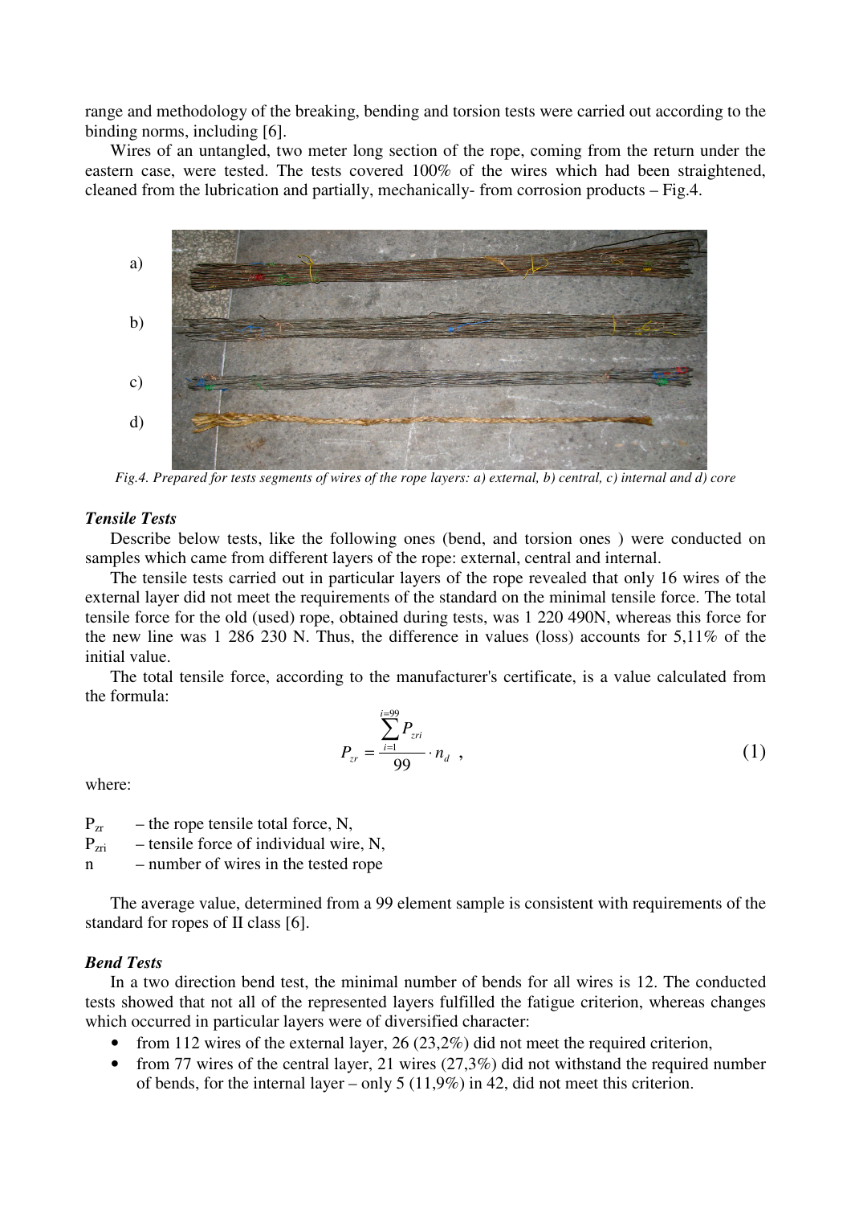range and methodology of the breaking, bending and torsion tests were carried out according to the binding norms, including [6].

Wires of an untangled, two meter long section of the rope, coming from the return under the eastern case, were tested. The tests covered 100% of the wires which had been straightened, cleaned from the lubrication and partially, mechanically- from corrosion products – Fig.4.

*Fig.4. Prepared for tests segments of wires of the rope layers: a) external, b) central, c) internal and d) core*

### *Tensile Tests*

Describe below tests, like the following ones (bend, and torsion ones ) were conducted on samples which came from different layers of the rope: external, central and internal.

The tensile tests carried out in particular layers of the rope revealed that only 16 wires of the external layer did not meet the requirements of the standard on the minimal tensile force. The total tensile force for the old (used) rope, obtained during tests, was 1 220 490N, whereas this force for the new line was 1 286 230 N. Thus, the difference in values (loss) accounts for 5,11% of the initial value.

The total tensile force, according to the manufacturer's certificate, is a value calculated from the formula:

$$P_{zr} = \frac{\sum_{i=1}^{i=99} P_{zri}}{99} \cdot n_d \quad , \tag{1}$$

where:

$P_{zr}$ – the rope tensile total force, N,
$P_{zri}$ – tensile force of individual wire, N,
n – number of wires in the tested rope

The average value, determined from a 99 element sample is consistent with requirements of the standard for ropes of II class [6].

### *Bend Tests*

In a two direction bend test, the minimal number of bends for all wires is 12. The conducted tests showed that not all of the represented layers fulfilled the fatigue criterion, whereas changes which occurred in particular layers were of diversified character:

- from 112 wires of the external layer, 26 (23,2%) did not meet the required criterion,
- from 77 wires of the central layer, 21 wires (27,3%) did not withstand the required number of bends, for the internal layer – only 5 (11,9%) in 42, did not meet this criterion.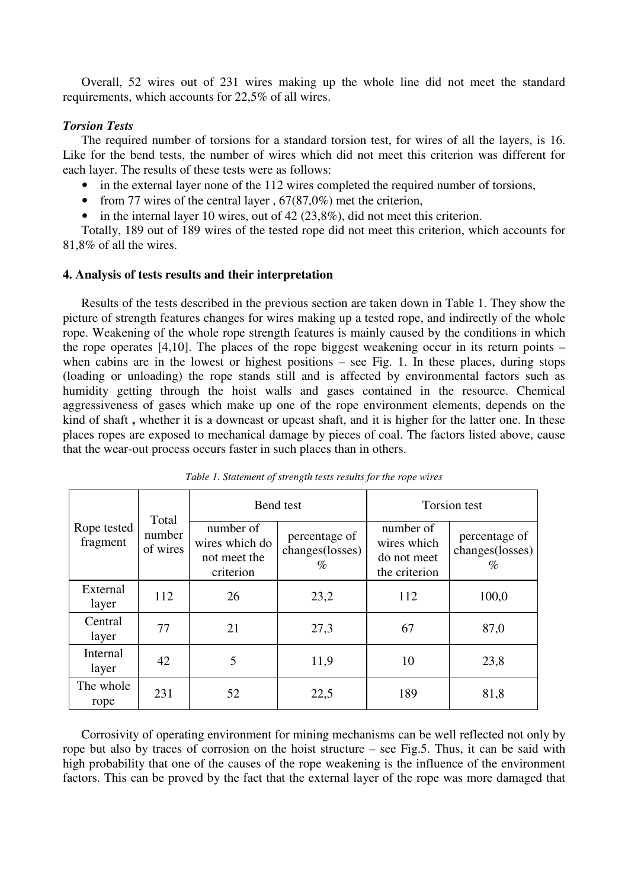Overall, 52 wires out of 231 wires making up the whole line did not meet the standard requirements, which accounts for 22,5% of all wires.

***Torsion Tests***

The required number of torsions for a standard torsion test, for wires of all the layers, is 16. Like for the bend tests, the number of wires which did not meet this criterion was different for each layer. The results of these tests were as follows:

- in the external layer none of the 112 wires completed the required number of torsions,
- from 77 wires of the central layer , 67(87,0%) met the criterion,
- in the internal layer 10 wires, out of 42 (23,8%), did not meet this criterion.

Totally, 189 out of 189 wires of the tested rope did not meet this criterion, which accounts for 81,8% of all the wires.

## 4. Analysis of tests results and their interpretation

Results of the tests described in the previous section are taken down in Table 1. They show the picture of strength features changes for wires making up a tested rope, and indirectly of the whole rope. Weakening of the whole rope strength features is mainly caused by the conditions in which the rope operates [4,10]. The places of the rope biggest weakening occur in its return points – when cabins are in the lowest or highest positions – see Fig. 1. In these places, during stops (loading or unloading) the rope stands still and is affected by environmental factors such as humidity getting through the hoist walls and gases contained in the resource. Chemical aggressiveness of gases which make up one of the rope environment elements, depends on the kind of shaft **,** whether it is a downcast or upcast shaft, and it is higher for the latter one. In these places ropes are exposed to mechanical damage by pieces of coal. The factors listed above, cause that the wear-out process occurs faster in such places than in others.

*Table 1. Statement of strength tests results for the rope wires*

| Rope tested fragment | Total number of wires | Bend test | | Torsion test | |
|---|---|---|---|---|---|
| | | number of wires which do not meet the criterion | percentage of changes(losses) % | number of wires which do not meet the criterion | percentage of changes(losses) % |
| External layer | 112 | 26 | 23,2 | 112 | 100,0 |
| Central layer | 77 | 21 | 27,3 | 67 | 87,0 |
| Internal layer | 42 | 5 | 11,9 | 10 | 23,8 |
| The whole rope | 231 | 52 | 22,5 | 189 | 81,8 |

Corrosivity of operating environment for mining mechanisms can be well reflected not only by rope but also by traces of corrosion on the hoist structure – see Fig.5. Thus, it can be said with high probability that one of the causes of the rope weakening is the influence of the environment factors. This can be proved by the fact that the external layer of the rope was more damaged that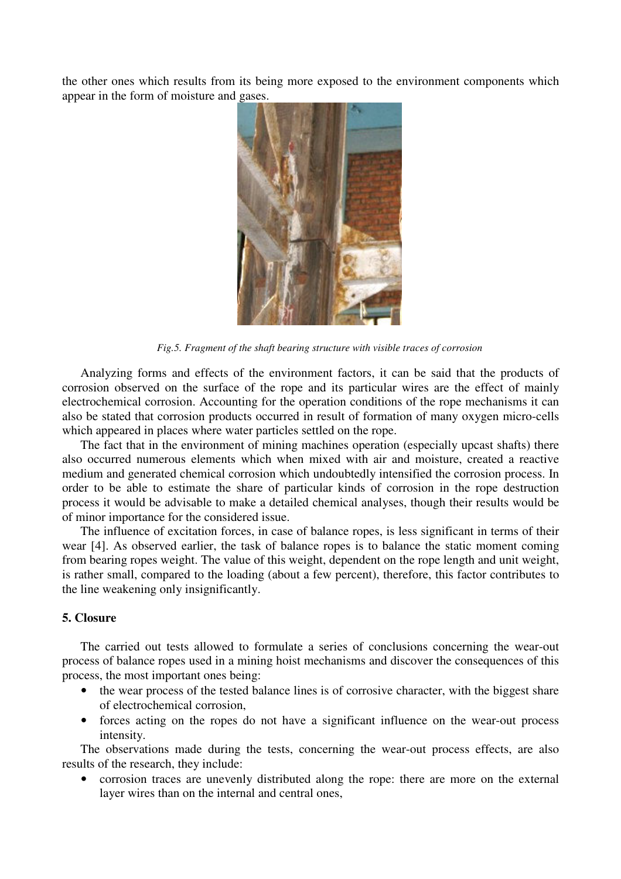the other ones which results from its being more exposed to the environment components which appear in the form of moisture and gases.

*Fig.5. Fragment of the shaft bearing structure with visible traces of corrosion*

Analyzing forms and effects of the environment factors, it can be said that the products of corrosion observed on the surface of the rope and its particular wires are the effect of mainly electrochemical corrosion. Accounting for the operation conditions of the rope mechanisms it can also be stated that corrosion products occurred in result of formation of many oxygen micro-cells which appeared in places where water particles settled on the rope.

The fact that in the environment of mining machines operation (especially upcast shafts) there also occurred numerous elements which when mixed with air and moisture, created a reactive medium and generated chemical corrosion which undoubtedly intensified the corrosion process. In order to be able to estimate the share of particular kinds of corrosion in the rope destruction process it would be advisable to make a detailed chemical analyses, though their results would be of minor importance for the considered issue.

The influence of excitation forces, in case of balance ropes, is less significant in terms of their wear [4]. As observed earlier, the task of balance ropes is to balance the static moment coming from bearing ropes weight. The value of this weight, dependent on the rope length and unit weight, is rather small, compared to the loading (about a few percent), therefore, this factor contributes to the line weakening only insignificantly.

## 5. Closure

The carried out tests allowed to formulate a series of conclusions concerning the wear-out process of balance ropes used in a mining hoist mechanisms and discover the consequences of this process, the most important ones being:

- the wear process of the tested balance lines is of corrosive character, with the biggest share of electrochemical corrosion,
- forces acting on the ropes do not have a significant influence on the wear-out process intensity.

The observations made during the tests, concerning the wear-out process effects, are also results of the research, they include:

- corrosion traces are unevenly distributed along the rope: there are more on the external layer wires than on the internal and central ones,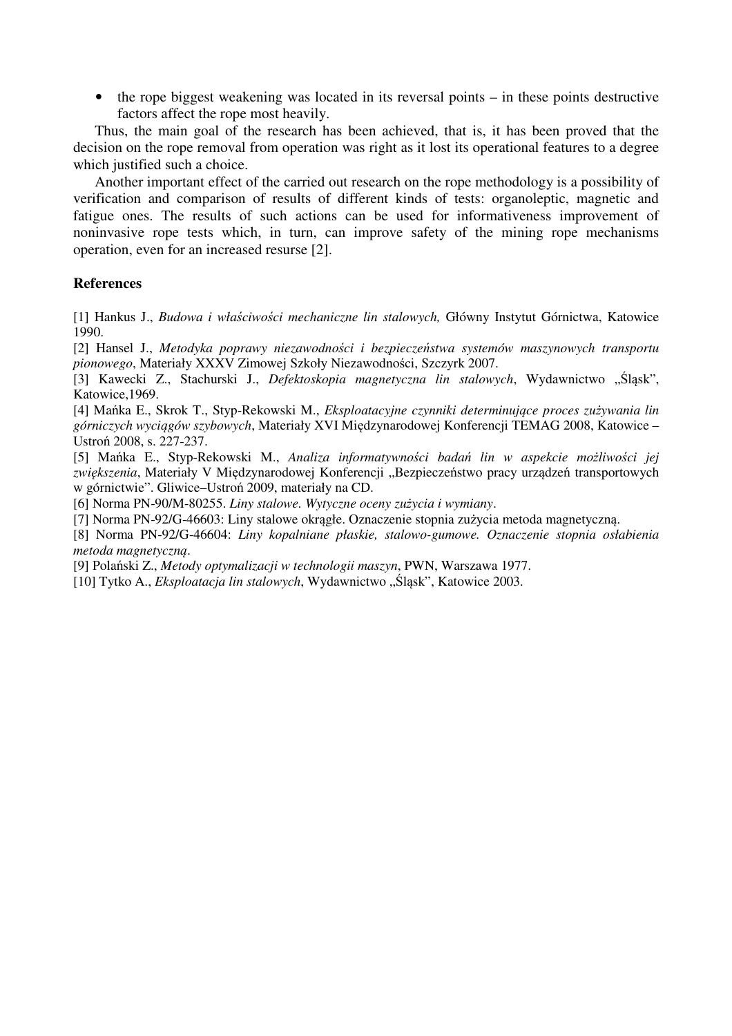- the rope biggest weakening was located in its reversal points – in these points destructive factors affect the rope most heavily.

Thus, the main goal of the research has been achieved, that is, it has been proved that the decision on the rope removal from operation was right as it lost its operational features to a degree which justified such a choice.

Another important effect of the carried out research on the rope methodology is a possibility of verification and comparison of results of different kinds of tests: organoleptic, magnetic and fatigue ones. The results of such actions can be used for informativeness improvement of noninvasive rope tests which, in turn, can improve safety of the mining rope mechanisms operation, even for an increased resurse [2].

## References

[1] Hankus J., *Budowa i właściwości mechaniczne lin stalowych,* Główny Instytut Górnictwa, Katowice 1990.

[2] Hansel J., *Metodyka poprawy niezawodności i bezpieczeństwa systemów maszynowych transportu pionowego*, Materiały XXXV Zimowej Szkoły Niezawodności, Szczyrk 2007.

[3] Kawecki Z., Stachurski J., *Defektoskopia magnetyczna lin stalowych*, Wydawnictwo „Śląsk", Katowice,1969.

[4] Mańka E., Skrok T., Styp-Rekowski M., *Eksploatacyjne czynniki determinujące proces zużywania lin górniczych wyciągów szybowych*, Materiały XVI Międzynarodowej Konferencji TEMAG 2008, Katowice – Ustroń 2008, s. 227-237.

[5] Mańka E., Styp-Rekowski M., *Analiza informatywności badań lin w aspekcie możliwości jej zwiększenia*, Materiały V Międzynarodowej Konferencji „Bezpieczeństwo pracy urządzeń transportowych w górnictwie". Gliwice–Ustroń 2009, materiały na CD.

[6] Norma PN-90/M-80255. *Liny stalowe. Wytyczne oceny zużycia i wymiany*.

[7] Norma PN-92/G-46603: Liny stalowe okrągłe. Oznaczenie stopnia zużycia metoda magnetyczną.

[8] Norma PN-92/G-46604: *Liny kopalniane płaskie, stalowo-gumowe. Oznaczenie stopnia osłabienia metoda magnetyczną*.

[9] Polański Z., *Metody optymalizacji w technologii maszyn*, PWN, Warszawa 1977.

[10] Tytko A., *Eksploatacja lin stalowych*, Wydawnictwo „Śląsk", Katowice 2003.